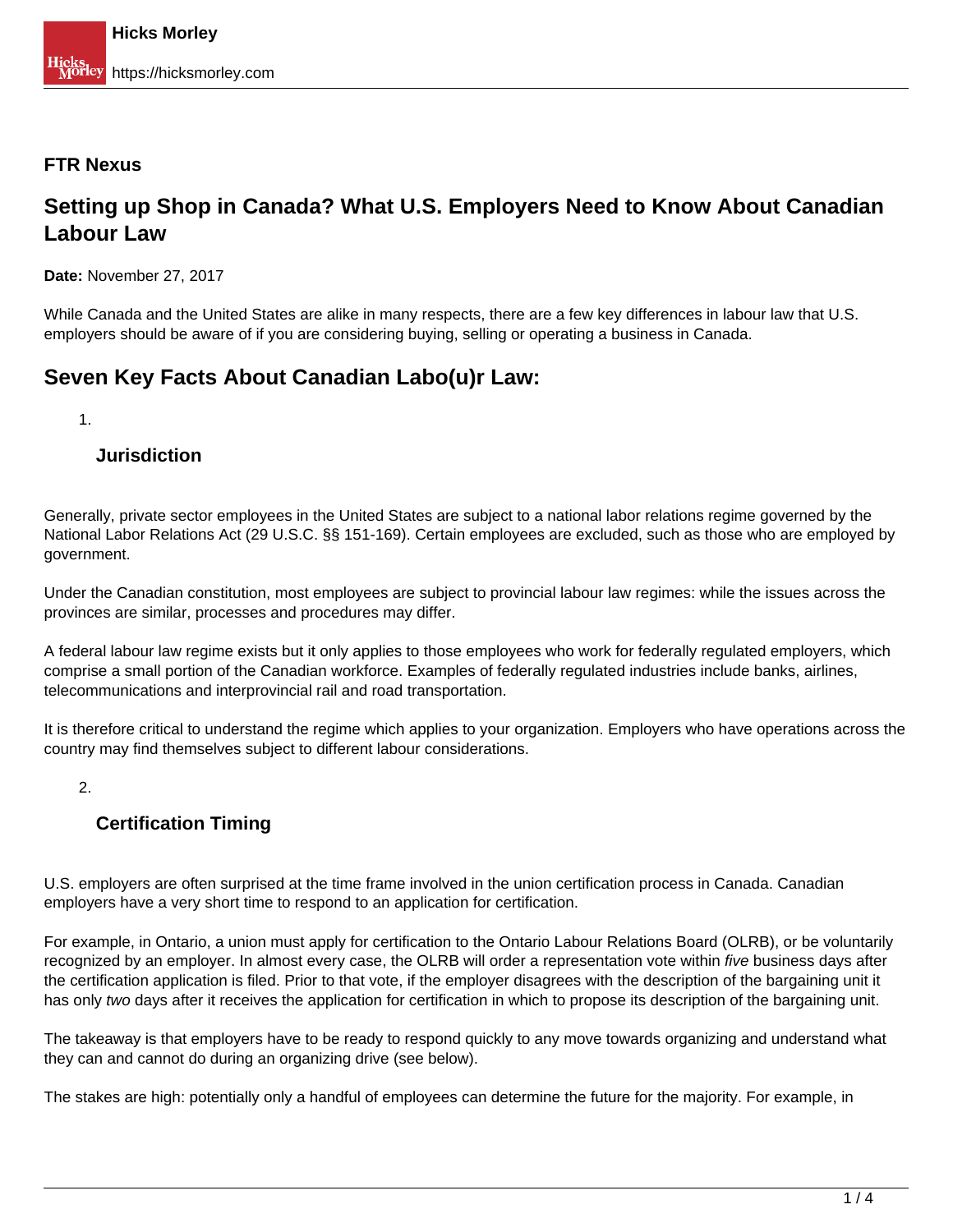**FTR Nexus**

# Setting up Shop in Canada? What U.S. Employers Need to Know About Canadian Labour Law

**Date:** November 27, 2017

While Canada and the United States are alike in many respects, there are a few key differences in labour law that U.S. employers should be aware of if you are considering buying, selling or operating a business in Canada.

## Seven Key Facts About Canadian Labo(u)r Law:

1. ### Jurisdiction

Generally, private sector employees in the United States are subject to a national labor relations regime governed by the National Labor Relations Act (29 U.S.C. §§ 151-169). Certain employees are excluded, such as those who are employed by government.

Under the Canadian constitution, most employees are subject to provincial labour law regimes: while the issues across the provinces are similar, processes and procedures may differ.

A federal labour law regime exists but it only applies to those employees who work for federally regulated employers, which comprise a small portion of the Canadian workforce. Examples of federally regulated industries include banks, airlines, telecommunications and interprovincial rail and road transportation.

It is therefore critical to understand the regime which applies to your organization. Employers who have operations across the country may find themselves subject to different labour considerations.

2. ### Certification Timing

U.S. employers are often surprised at the time frame involved in the union certification process in Canada. Canadian employers have a very short time to respond to an application for certification.

For example, in Ontario, a union must apply for certification to the Ontario Labour Relations Board (OLRB), or be voluntarily recognized by an employer. In almost every case, the OLRB will order a representation vote within *five* business days after the certification application is filed. Prior to that vote, if the employer disagrees with the description of the bargaining unit it has only *two* days after it receives the application for certification in which to propose its description of the bargaining unit.

The takeaway is that employers have to be ready to respond quickly to any move towards organizing and understand what they can and cannot do during an organizing drive (see below).

The stakes are high: potentially only a handful of employees can determine the future for the majority. For example, in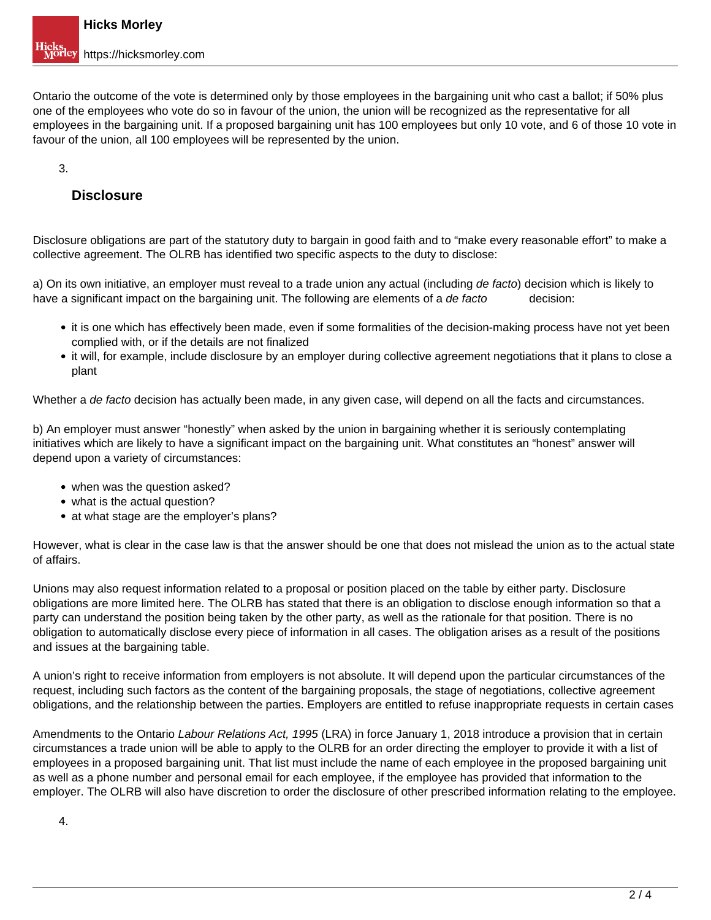Ontario the outcome of the vote is determined only by those employees in the bargaining unit who cast a ballot; if 50% plus one of the employees who vote do so in favour of the union, the union will be recognized as the representative for all employees in the bargaining unit. If a proposed bargaining unit has 100 employees but only 10 vote, and 6 of those 10 vote in favour of the union, all 100 employees will be represented by the union.

3.

### Disclosure

Disclosure obligations are part of the statutory duty to bargain in good faith and to "make every reasonable effort" to make a collective agreement. The OLRB has identified two specific aspects to the duty to disclose:

a) On its own initiative, an employer must reveal to a trade union any actual (including *de facto*) decision which is likely to have a significant impact on the bargaining unit. The following are elements of a *de facto* decision:

- it is one which has effectively been made, even if some formalities of the decision-making process have not yet been complied with, or if the details are not finalized
- it will, for example, include disclosure by an employer during collective agreement negotiations that it plans to close a plant

Whether a *de facto* decision has actually been made, in any given case, will depend on all the facts and circumstances.

b) An employer must answer "honestly" when asked by the union in bargaining whether it is seriously contemplating initiatives which are likely to have a significant impact on the bargaining unit. What constitutes an "honest" answer will depend upon a variety of circumstances:

- when was the question asked?
- what is the actual question?
- at what stage are the employer's plans?

However, what is clear in the case law is that the answer should be one that does not mislead the union as to the actual state of affairs.

Unions may also request information related to a proposal or position placed on the table by either party. Disclosure obligations are more limited here. The OLRB has stated that there is an obligation to disclose enough information so that a party can understand the position being taken by the other party, as well as the rationale for that position. There is no obligation to automatically disclose every piece of information in all cases. The obligation arises as a result of the positions and issues at the bargaining table.

A union's right to receive information from employers is not absolute. It will depend upon the particular circumstances of the request, including such factors as the content of the bargaining proposals, the stage of negotiations, collective agreement obligations, and the relationship between the parties. Employers are entitled to refuse inappropriate requests in certain cases

Amendments to the Ontario *Labour Relations Act, 1995* (LRA) in force January 1, 2018 introduce a provision that in certain circumstances a trade union will be able to apply to the OLRB for an order directing the employer to provide it with a list of employees in a proposed bargaining unit. That list must include the name of each employee in the proposed bargaining unit as well as a phone number and personal email for each employee, if the employee has provided that information to the employer. The OLRB will also have discretion to order the disclosure of other prescribed information relating to the employee.

4.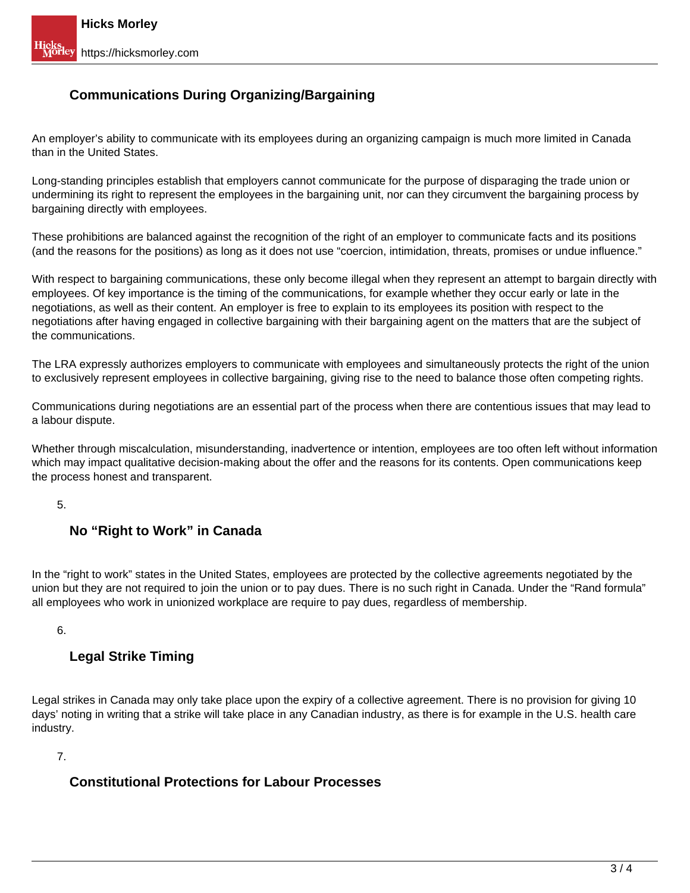### Communications During Organizing/Bargaining

An employer's ability to communicate with its employees during an organizing campaign is much more limited in Canada than in the United States.

Long-standing principles establish that employers cannot communicate for the purpose of disparaging the trade union or undermining its right to represent the employees in the bargaining unit, nor can they circumvent the bargaining process by bargaining directly with employees.

These prohibitions are balanced against the recognition of the right of an employer to communicate facts and its positions (and the reasons for the positions) as long as it does not use "coercion, intimidation, threats, promises or undue influence."

With respect to bargaining communications, these only become illegal when they represent an attempt to bargain directly with employees. Of key importance is the timing of the communications, for example whether they occur early or late in the negotiations, as well as their content. An employer is free to explain to its employees its position with respect to the negotiations after having engaged in collective bargaining with their bargaining agent on the matters that are the subject of the communications.

The LRA expressly authorizes employers to communicate with employees and simultaneously protects the right of the union to exclusively represent employees in collective bargaining, giving rise to the need to balance those often competing rights.

Communications during negotiations are an essential part of the process when there are contentious issues that may lead to a labour dispute.

Whether through miscalculation, misunderstanding, inadvertence or intention, employees are too often left without information which may impact qualitative decision-making about the offer and the reasons for its contents. Open communications keep the process honest and transparent.

5.

### No "Right to Work" in Canada

In the "right to work" states in the United States, employees are protected by the collective agreements negotiated by the union but they are not required to join the union or to pay dues. There is no such right in Canada. Under the "Rand formula" all employees who work in unionized workplace are require to pay dues, regardless of membership.

6.

### Legal Strike Timing

Legal strikes in Canada may only take place upon the expiry of a collective agreement. There is no provision for giving 10 days' noting in writing that a strike will take place in any Canadian industry, as there is for example in the U.S. health care industry.

7.

### Constitutional Protections for Labour Processes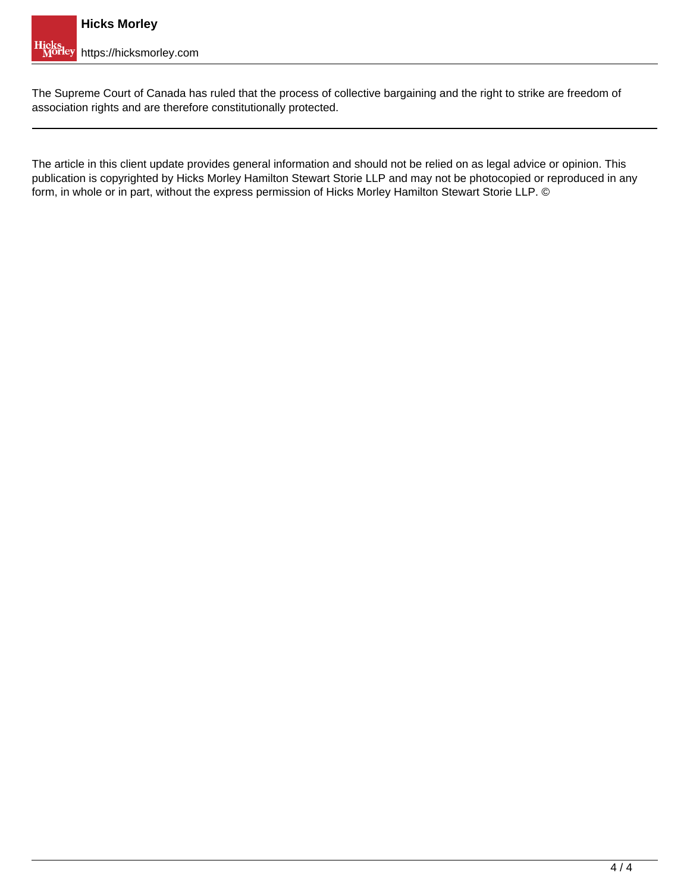The Supreme Court of Canada has ruled that the process of collective bargaining and the right to strike are freedom of association rights and are therefore constitutionally protected.

---

The article in this client update provides general information and should not be relied on as legal advice or opinion. This publication is copyrighted by Hicks Morley Hamilton Stewart Storie LLP and may not be photocopied or reproduced in any form, in whole or in part, without the express permission of Hicks Morley Hamilton Stewart Storie LLP. ©